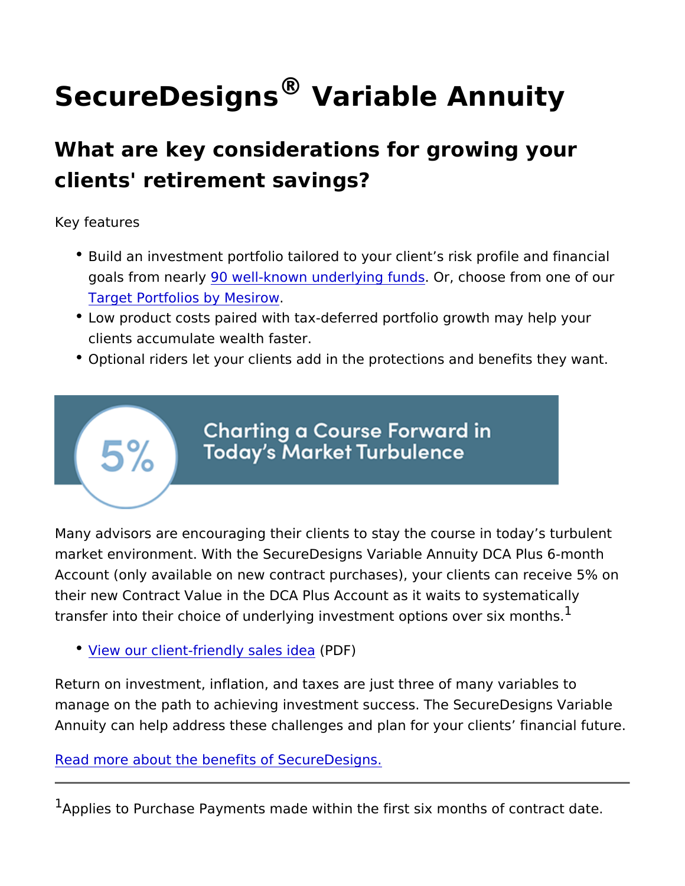# SecureDesigns® Variable Annuity

## What are key considerations for growing your clients' retirement savings?

Key features

- Build an investment portfolio tailored to your client's risk profile and financial goals from nearly 90 well-known underlying funds. Or, choose from one of our Target Portfolios by Mesirow.
- Low product costs paired with tax-deferred portfolio growth may help your clients accumulate wealth faster.
- Optional riders let your clients add in the protections and benefits they want.

5% Charting a Course Forward in Today's Market Turbulence

Many advisors are encouraging their clients to stay the course in today's turbulent market environment. With the SecureDesigns Variable Annuity DCA Plus 6-month Account (only available on new contract purchases), your clients can receive 5% on their new Contract Value in the DCA Plus Account as it waits to systematically transfer into their choice of underlying investment options over six months.[1]

- View our client-friendly sales idea (PDF)

Return on investment, inflation, and taxes are just three of many variables to manage on the path to achieving investment success. The SecureDesigns Variable Annuity can help address these challenges and plan for your clients' financial future.

Read more about the benefits of SecureDesigns.

---

[1]Applies to Purchase Payments made within the first six months of contract date.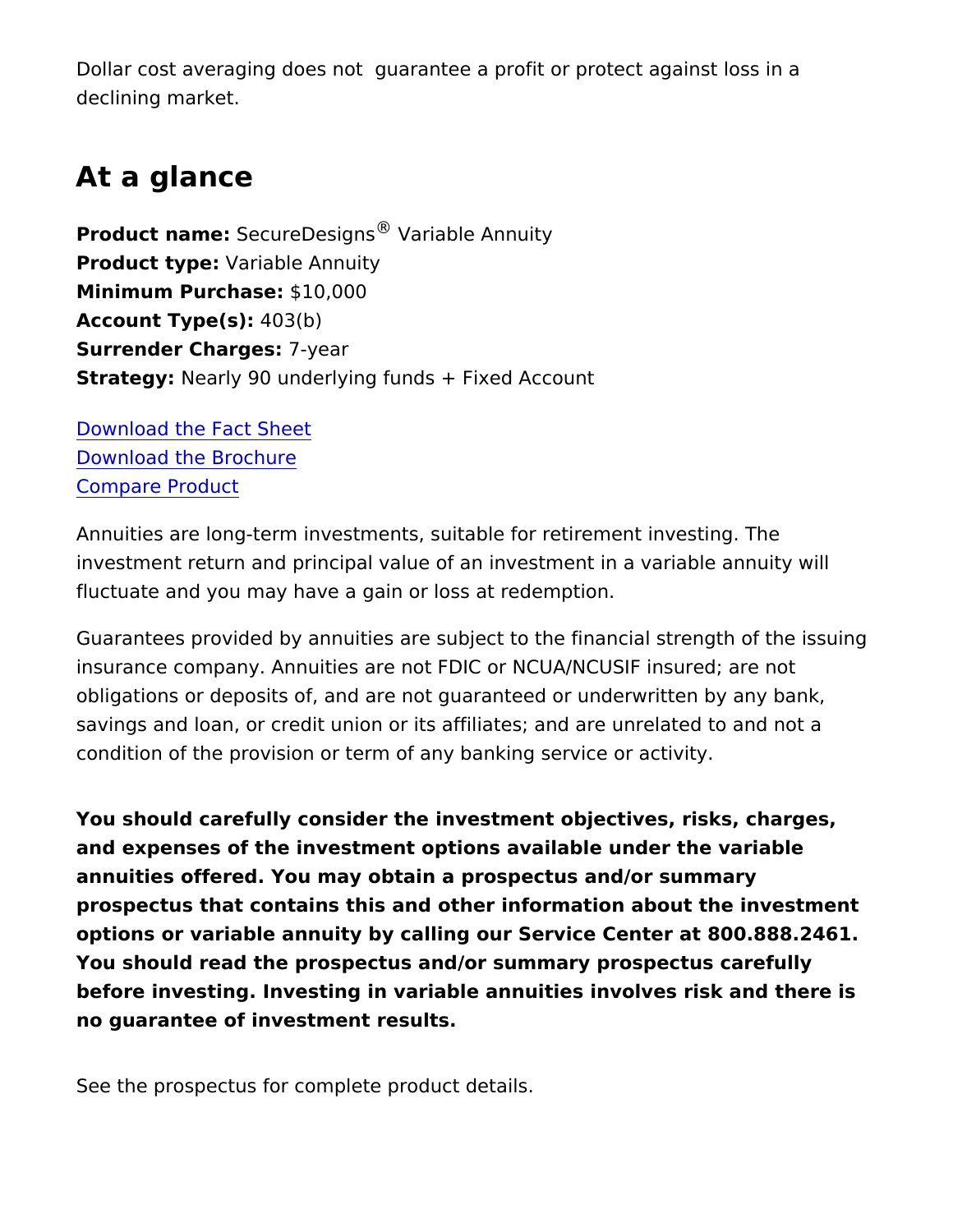Dollar cost averaging does not guarantee a profit or protect against loss in a declining market.

## At a glance

**Product name:** SecureDesigns® Variable Annuity
**Product type:** Variable Annuity
**Minimum Purchase:** $10,000
**Account Type(s):** 403(b)
**Surrender Charges:** 7-year
**Strategy:** Nearly 90 underlying funds + Fixed Account

Download the Fact Sheet
Download the Brochure
Compare Product

Annuities are long-term investments, suitable for retirement investing. The investment return and principal value of an investment in a variable annuity will fluctuate and you may have a gain or loss at redemption.

Guarantees provided by annuities are subject to the financial strength of the issuing insurance company. Annuities are not FDIC or NCUA/NCUSIF insured; are not obligations or deposits of, and are not guaranteed or underwritten by any bank, savings and loan, or credit union or its affiliates; and are unrelated to and not a condition of the provision or term of any banking service or activity.

**You should carefully consider the investment objectives, risks, charges, and expenses of the investment options available under the variable annuities offered. You may obtain a prospectus and/or summary prospectus that contains this and other information about the investment options or variable annuity by calling our Service Center at 800.888.2461. You should read the prospectus and/or summary prospectus carefully before investing. Investing in variable annuities involves risk and there is no guarantee of investment results.**

See the prospectus for complete product details.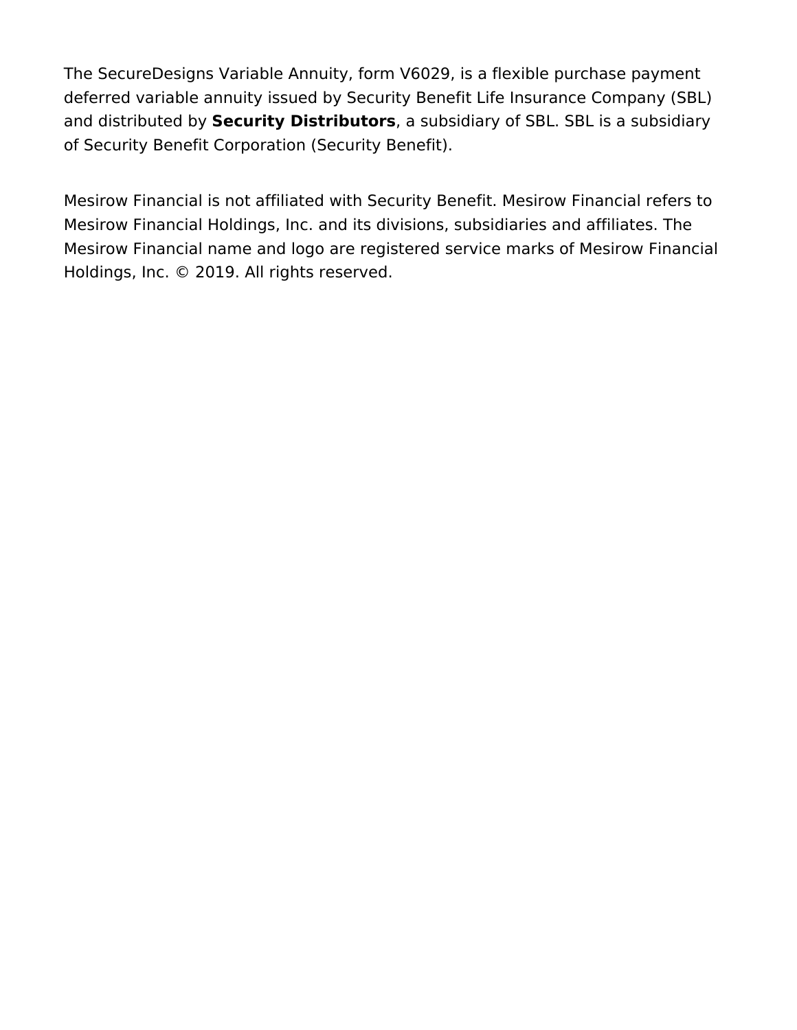The SecureDesigns Variable Annuity, form V6029, is a flexible purchase payment deferred variable annuity issued by Security Benefit Life Insurance Company (SBL) and distributed by **Security Distributors**, a subsidiary of SBL. SBL is a subsidiary of Security Benefit Corporation (Security Benefit).

Mesirow Financial is not affiliated with Security Benefit. Mesirow Financial refers to Mesirow Financial Holdings, Inc. and its divisions, subsidiaries and affiliates. The Mesirow Financial name and logo are registered service marks of Mesirow Financial Holdings, Inc. © 2019. All rights reserved.